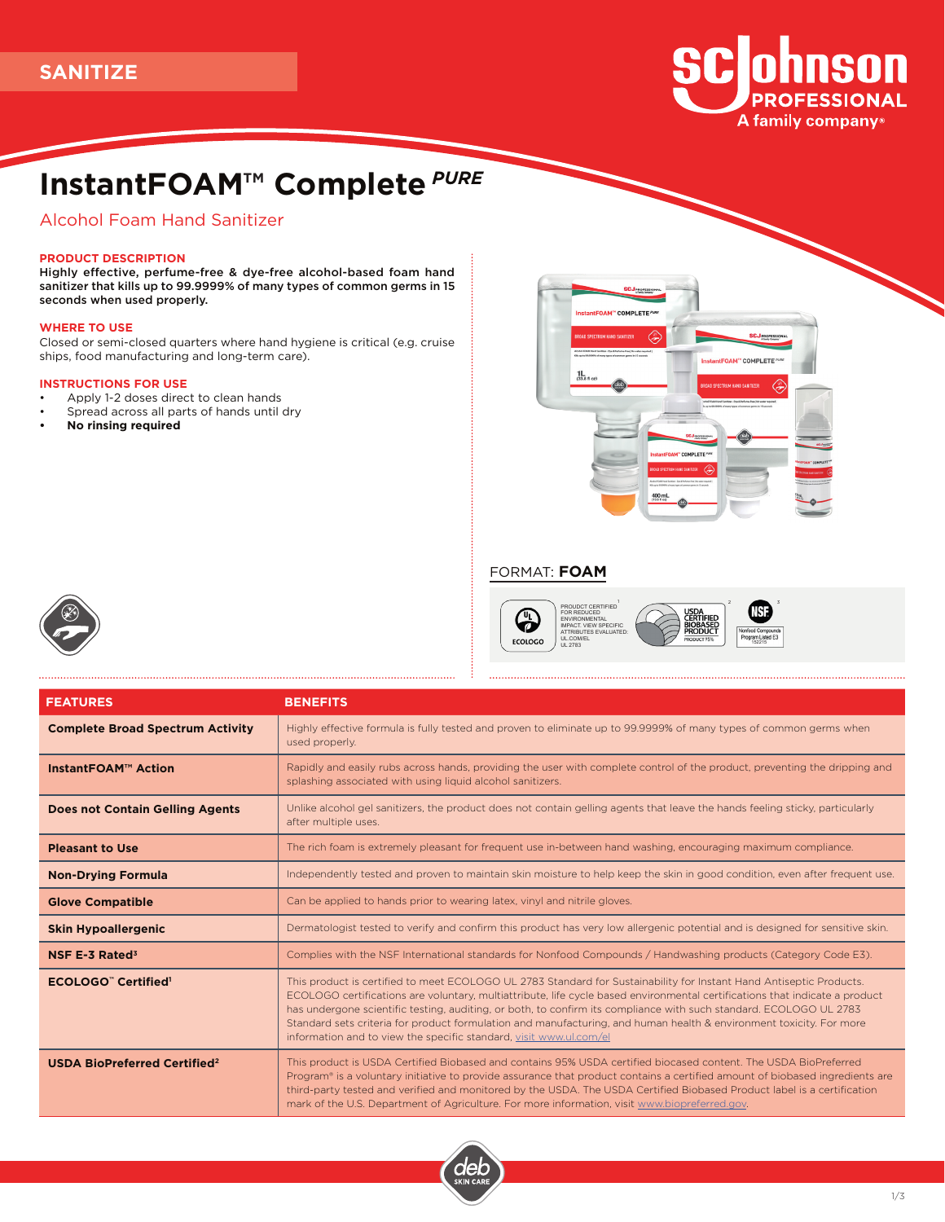SANITIZE

# InstantFOAM™ Complete *PURE*

## Alcohol Foam Hand Sanitizer

### PRODUCT DESCRIPTION

**Highly effective, perfume-free & dye-free alcohol-based foam hand sanitizer that kills up to 99.9999% of many types of common germs in 15 seconds when used properly.**

### WHERE TO USE

Closed or semi-closed quarters where hand hygiene is critical (e.g. cruise ships, food manufacturing and long-term care).

### INSTRUCTIONS FOR USE

- Apply 1-2 doses direct to clean hands
- Spread across all parts of hands until dry
- **No rinsing required**

FORMAT: **FOAM**

ECOLOGO — PRODUCT CERTIFIED FOR REDUCED ENVIRONMENTAL IMPACT. VIEW SPECIFIC ATTRIBUTES EVALUATED: UL.COM/EL UL 2783 [1]

USDA CERTIFIED BIOBASED PRODUCT — PRODUCT 95% [2]

NSF — Nonfood Compounds Program Listed E3 152215 [3]

| FEATURES | BENEFITS |
|---|---|
| **Complete Broad Spectrum Activity** | Highly effective formula is fully tested and proven to eliminate up to 99.9999% of many types of common germs when used properly. |
| **InstantFOAM™ Action** | Rapidly and easily rubs across hands, providing the user with complete control of the product, preventing the dripping and splashing associated with using liquid alcohol sanitizers. |
| **Does not Contain Gelling Agents** | Unlike alcohol gel sanitizers, the product does not contain gelling agents that leave the hands feeling sticky, particularly after multiple uses. |
| **Pleasant to Use** | The rich foam is extremely pleasant for frequent use in-between hand washing, encouraging maximum compliance. |
| **Non-Drying Formula** | Independently tested and proven to maintain skin moisture to help keep the skin in good condition, even after frequent use. |
| **Glove Compatible** | Can be applied to hands prior to wearing latex, vinyl and nitrile gloves. |
| **Skin Hypoallergenic** | Dermatologist tested to verify and confirm this product has very low allergenic potential and is designed for sensitive skin. |
| **NSF E-3 Rated[3]** | Complies with the NSF International standards for Nonfood Compounds / Handwashing products (Category Code E3). |
| **ECOLOGO™ Certified[1]** | This product is certified to meet ECOLOGO UL 2783 Standard for Sustainability for Instant Hand Antiseptic Products. ECOLOGO certifications are voluntary, multiattribute, life cycle based environmental certifications that indicate a product has undergone scientific testing, auditing, or both, to confirm its compliance with such standard. ECOLOGO UL 2783 Standard sets criteria for product formulation and manufacturing, and human health & environment toxicity. For more information and to view the specific standard, visit www.ul.com/el |
| **USDA BioPreferred Certified[2]** | This product is USDA Certified Biobased and contains 95% USDA certified biocased content. The USDA BioPreferred Program® is a voluntary initiative to provide assurance that product contains a certified amount of biobased ingredients are third-party tested and verified and monitored by the USDA. The USDA Certified Biobased Product label is a certification mark of the U.S. Department of Agriculture. For more information, visit www.biopreferred.gov. |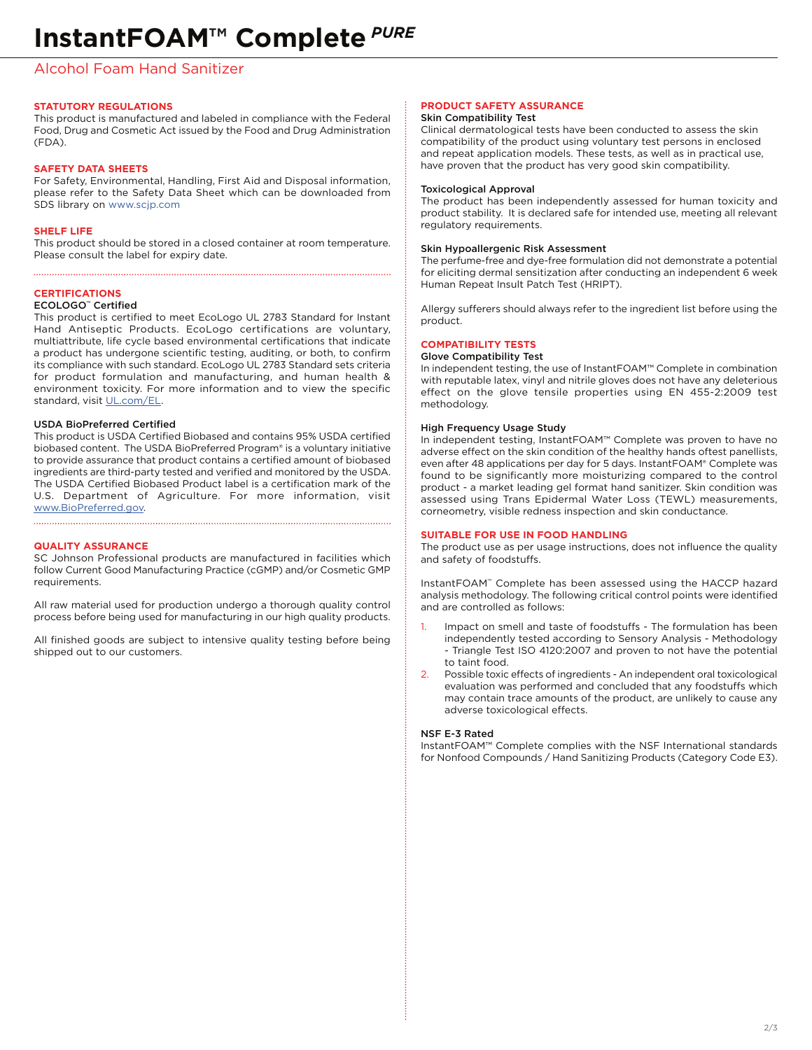# InstantFOAM™ Complete *PURE*

## Alcohol Foam Hand Sanitizer

### STATUTORY REGULATIONS

This product is manufactured and labeled in compliance with the Federal Food, Drug and Cosmetic Act issued by the Food and Drug Administration (FDA).

### SAFETY DATA SHEETS

For Safety, Environmental, Handling, First Aid and Disposal information, please refer to the Safety Data Sheet which can be downloaded from SDS library on www.scjp.com

### SHELF LIFE

This product should be stored in a closed container at room temperature. Please consult the label for expiry date.

### CERTIFICATIONS

**ECOLOGO™ Certified**

This product is certified to meet EcoLogo UL 2783 Standard for Instant Hand Antiseptic Products. EcoLogo certifications are voluntary, multiattribute, life cycle based environmental certifications that indicate a product has undergone scientific testing, auditing, or both, to confirm its compliance with such standard. EcoLogo UL 2783 Standard sets criteria for product formulation and manufacturing, and human health & environment toxicity. For more information and to view the specific standard, visit UL.com/EL.

**USDA BioPreferred Certified**

This product is USDA Certified Biobased and contains 95% USDA certified biobased content. The USDA BioPreferred Program® is a voluntary initiative to provide assurance that product contains a certified amount of biobased ingredients are third-party tested and verified and monitored by the USDA. The USDA Certified Biobased Product label is a certification mark of the U.S. Department of Agriculture. For more information, visit www.BioPreferred.gov.

### QUALITY ASSURANCE

SC Johnson Professional products are manufactured in facilities which follow Current Good Manufacturing Practice (cGMP) and/or Cosmetic GMP requirements.

All raw material used for production undergo a thorough quality control process before being used for manufacturing in our high quality products.

All finished goods are subject to intensive quality testing before being shipped out to our customers.

### PRODUCT SAFETY ASSURANCE

**Skin Compatibility Test**

Clinical dermatological tests have been conducted to assess the skin compatibility of the product using voluntary test persons in enclosed and repeat application models. These tests, as well as in practical use, have proven that the product has very good skin compatibility.

**Toxicological Approval**

The product has been independently assessed for human toxicity and product stability. It is declared safe for intended use, meeting all relevant regulatory requirements.

**Skin Hypoallergenic Risk Assessment**

The perfume-free and dye-free formulation did not demonstrate a potential for eliciting dermal sensitization after conducting an independent 6 week Human Repeat Insult Patch Test (HRIPT).

Allergy sufferers should always refer to the ingredient list before using the product.

### COMPATIBILITY TESTS

**Glove Compatibility Test**

In independent testing, the use of InstantFOAM™ Complete in combination with reputable latex, vinyl and nitrile gloves does not have any deleterious effect on the glove tensile properties using EN 455-2:2009 test methodology.

**High Frequency Usage Study**

In independent testing, InstantFOAM™ Complete was proven to have no adverse effect on the skin condition of the healthy hands oftest panellists, even after 48 applications per day for 5 days. InstantFOAM® Complete was found to be significantly more moisturizing compared to the control product - a market leading gel format hand sanitizer. Skin condition was assessed using Trans Epidermal Water Loss (TEWL) measurements, corneometry, visible redness inspection and skin conductance.

### SUITABLE FOR USE IN FOOD HANDLING

The product use as per usage instructions, does not influence the quality and safety of foodstuffs.

InstantFOAM™ Complete has been assessed using the HACCP hazard analysis methodology. The following critical control points were identified and are controlled as follows:

1. Impact on smell and taste of foodstuffs - The formulation has been independently tested according to Sensory Analysis - Methodology - Triangle Test ISO 4120:2007 and proven to not have the potential to taint food.
2. Possible toxic effects of ingredients - An independent oral toxicological evaluation was performed and concluded that any foodstuffs which may contain trace amounts of the product, are unlikely to cause any adverse toxicological effects.

**NSF E-3 Rated**

InstantFOAM™ Complete complies with the NSF International standards for Nonfood Compounds / Hand Sanitizing Products (Category Code E3).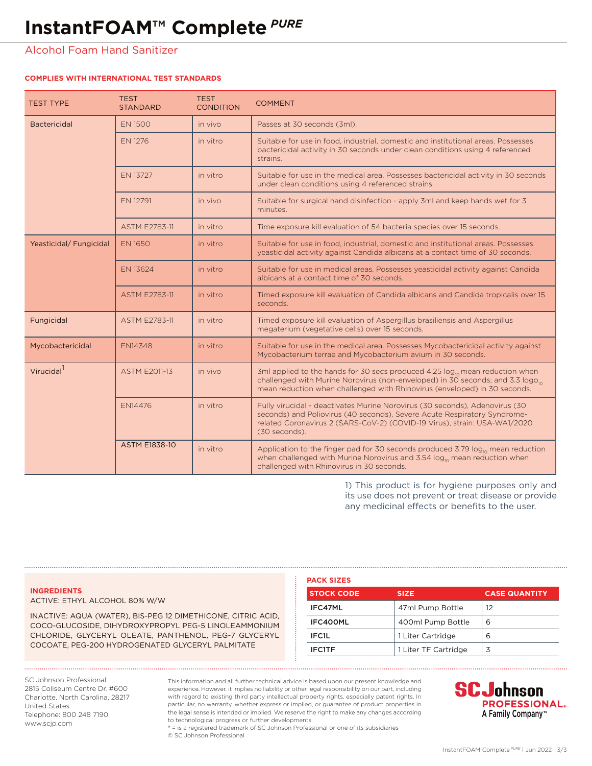# InstantFOAM™ Complete *PURE*

## Alcohol Foam Hand Sanitizer

**COMPLIES WITH INTERNATIONAL TEST STANDARDS**

| TEST TYPE | TEST STANDARD | TEST CONDITION | COMMENT |
|---|---|---|---|
| Bactericidal | EN 1500 | in vivo | Passes at 30 seconds (3ml). |
| | EN 1276 | in vitro | Suitable for use in food, industrial, domestic and institutional areas. Possesses bactericidal activity in 30 seconds under clean conditions using 4 referenced strains. |
| | EN 13727 | in vitro | Suitable for use in the medical area. Possesses bactericidal activity in 30 seconds under clean conditions using 4 referenced strains. |
| | EN 12791 | in vivo | Suitable for surgical hand disinfection - apply 3ml and keep hands wet for 3 minutes. |
| | ASTM E2783-11 | in vitro | Time exposure kill evaluation of 54 bacteria species over 15 seconds. |
| Yeasticidal/ Fungicidal | EN 1650 | in vitro | Suitable for use in food, industrial, domestic and institutional areas. Possesses yeasticidal activity against Candida albicans at a contact time of 30 seconds. |
| | EN 13624 | in vitro | Suitable for use in medical areas. Possesses yeasticidal activity against Candida albicans at a contact time of 30 seconds. |
| | ASTM E2783-11 | in vitro | Timed exposure kill evaluation of Candida albicans and Candida tropicalis over 15 seconds. |
| Fungicidal | ASTM E2783-11 | in vitro | Timed exposure kill evaluation of Aspergillus brasiliensis and Aspergillus megaterium (vegetative cells) over 15 seconds. |
| Mycobactericidal | EN14348 | in vitro | Suitable for use in the medical area. Possesses Mycobactericidal activity against Mycobacterium terrae and Mycobacterium avium in 30 seconds. |
| Virucidal[1] | ASTM E2011-13 | in vivo | 3ml applied to the hands for 30 secs produced 4.25 $\log_{10}$ mean reduction when challenged with Murine Norovirus (non-enveloped) in 30 seconds; and 3.3 $\log_{10}$ mean reduction when challenged with Rhinovirus (enveloped) in 30 seconds. |
| | EN14476 | in vitro | Fully virucidal - deactivates Murine Norovirus (30 seconds), Adenovirus (30 seconds) and Poliovirus (40 seconds), Severe Acute Respiratory Syndrome-related Coronavirus 2 (SARS-CoV-2) (COVID-19 Virus), strain: USA-WA1/2020 (30 seconds). |
| | ASTM E1838-10 | in vitro | Application to the finger pad for 30 seconds produced 3.79 $\log_{10}$ mean reduction when challenged with Murine Norovirus and 3.54 $\log_{10}$ mean reduction when challenged with Rhinovirus in 30 seconds. |

1) This product is for hygiene purposes only and its use does not prevent or treat disease or provide any medicinal effects or benefits to the user.

**INGREDIENTS**

ACTIVE: ETHYL ALCOHOL 80% W/W

INACTIVE: AQUA (WATER), BIS-PEG 12 DIMETHICONE, CITRIC ACID, COCO-GLUCOSIDE, DIHYDROXYPROPYL PEG-5 LINOLEAMMONIUM CHLORIDE, GLYCERYL OLEATE, PANTHENOL, PEG-7 GLYCERYL COCOATE, PEG-200 HYDROGENATED GLYCERYL PALMITATE

**PACK SIZES**

| STOCK CODE | SIZE | CASE QUANTITY |
|---|---|---|
| IFC47ML | 47ml Pump Bottle | 12 |
| IFC400ML | 400ml Pump Bottle | 6 |
| IFC1L | 1 Liter Cartridge | 6 |
| IFC1TF | 1 Liter TF Cartridge | 3 |

SC Johnson Professional
2815 Coliseum Centre Dr. #600
Charlotte, North Carolina, 28217
United States
Telephone: 800 248 7190
www.scjp.com

This information and all further technical advice is based upon our present knowledge and experience. However, it implies no liability or other legal responsibility on our part, including with regard to existing third party intellectual property rights, especially patent rights. In particular, no warranty, whether express or implied, or guarantee of product properties in the legal sense is intended or implied. We reserve the right to make any changes according to technological progress or further developments.
® = is a registered trademark of SC Johnson Professional or one of its subsidiaries
© SC Johnson Professional

SCJohnson PROFESSIONAL. A Family Company™